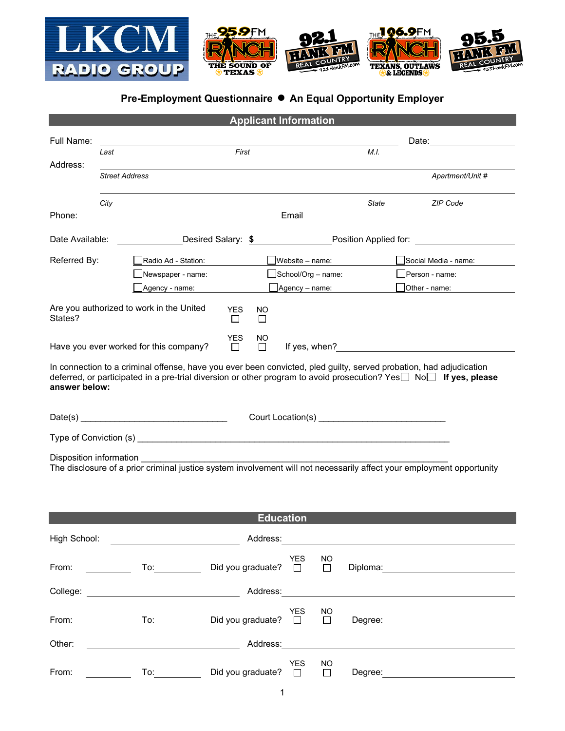LKCM RADIO GROUP

THE 95.9 FM RANCH – THE SOUND OF TEXAS

92.1 HANK FM – REAL COUNTRY – 921HankFM.com

THE 106.9 FM RANCH – TEXANS, OUTLAWS & LEGENDS

95.5 HANK FM – REAL COUNTRY – 955HankFM.com

**Pre-Employment Questionnaire ● An Equal Opportunity Employer**

## Applicant Information

Full Name: ______________________________________________ Date: ____________

*Last* *First* *M.I.*

Address: ______________________________________________

*Street Address* *Apartment/Unit #*

______________________________________________

*City* *State* *ZIP Code*

Phone: ____________________ Email ____________________

Date Available: ____________ Desired Salary: $ ____________ Position Applied for: ____________

Referred By:

☐ Radio Ad - Station: ☐ Website – name: ☐ Social Media - name:

☐ Newspaper - name: ☐ School/Org – name: ☐ Person - name:

☐ Agency - name: ☐ Agency – name: ☐ Other - name:

Are you authorized to work in the United States? YES ☐ NO ☐

Have you ever worked for this company? YES ☐ NO ☐ If yes, when? ____________________

In connection to a criminal offense, have you ever been convicted, pled guilty, served probation, had adjudication deferred, or participated in a pre-trial diversion or other program to avoid prosecution? Yes☐ No☐ **If yes, please answer below:**

Date(s) ______________________________ Court Location(s) __________________________

Type of Conviction (s) ________________________________________________________________

Disposition information ________________________________________________________________

The disclosure of a prior criminal justice system involvement will not necessarily affect your employment opportunity

## Education

High School: ____________________ Address: ____________________

From: ________ To: ________ Did you graduate? YES ☐ NO ☐ Diploma: ____________

College: ____________________ Address: ____________________

From: ________ To: ________ Did you graduate? YES ☐ NO ☐ Degree: ____________

Other: ____________________ Address: ____________________

From: ________ To: ________ Did you graduate? YES ☐ NO ☐ Degree: ____________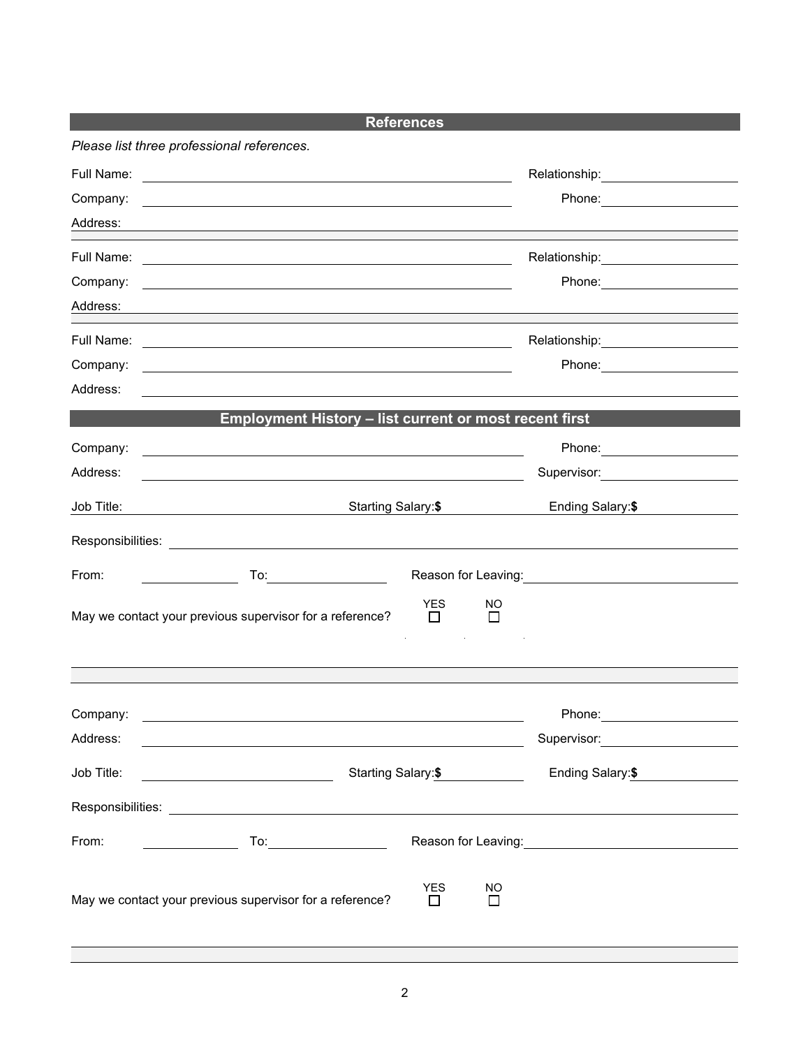## References

*Please list three professional references.*

Full Name: ______________________________ Relationship: ______________

Company: ______________________________ Phone: ______________

Address: ______________________________

Full Name: ______________________________ Relationship: ______________

Company: ______________________________ Phone: ______________

Address: ______________________________

Full Name: ______________________________ Relationship: ______________

Company: ______________________________ Phone: ______________

Address: ______________________________

## Employment History – list current or most recent first

Company: ______________________________ Phone: ______________

Address: ______________________________ Supervisor: ______________

Job Title: ______________ Starting Salary:**$** ______________ Ending Salary:**$** ______________

Responsibilities: ______________________________

From: ______________ To: ______________ Reason for Leaving: ______________

May we contact your previous supervisor for a reference? YES ☐ NO ☐

Company: ______________________________ Phone: ______________

Address: ______________________________ Supervisor: ______________

Job Title: ______________ Starting Salary:**$** ______________ Ending Salary:**$** ______________

Responsibilities: ______________________________

From: ______________ To: ______________ Reason for Leaving: ______________

May we contact your previous supervisor for a reference? YES ☐ NO ☐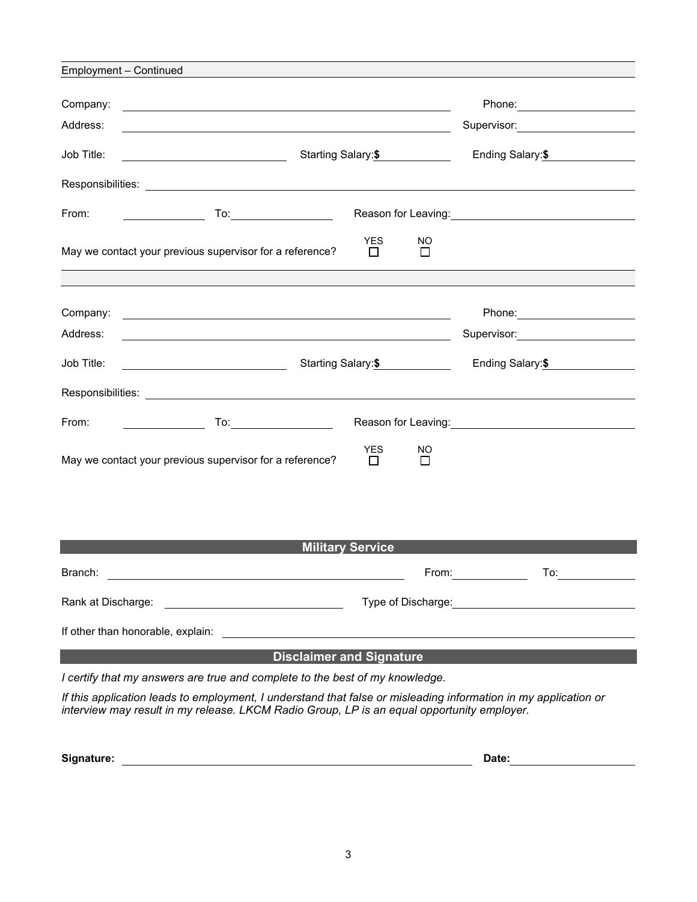## Employment – Continued

Company: ______________________________ Phone: ______________

Address: ______________________________ Supervisor: ______________

Job Title: ______________ Starting Salary: $ __________ Ending Salary: $ __________

Responsibilities: ______________________________

From: __________ To: __________ Reason for Leaving: ______________

May we contact your previous supervisor for a reference? YES ☐ NO ☐

Company: ______________________________ Phone: ______________

Address: ______________________________ Supervisor: ______________

Job Title: ______________ Starting Salary: $ __________ Ending Salary: $ __________

Responsibilities: ______________________________

From: __________ To: __________ Reason for Leaving: ______________

May we contact your previous supervisor for a reference? YES ☐ NO ☐

## Military Service

Branch: ______________________________ From: __________ To: __________

Rank at Discharge: ______________ Type of Discharge: ______________

If other than honorable, explain: ______________________________

## Disclaimer and Signature

*I certify that my answers are true and complete to the best of my knowledge.*

*If this application leads to employment, I understand that false or misleading information in my application or interview may result in my release. LKCM Radio Group, LP is an equal opportunity employer.*

**Signature:** ______________________________ **Date:** ______________